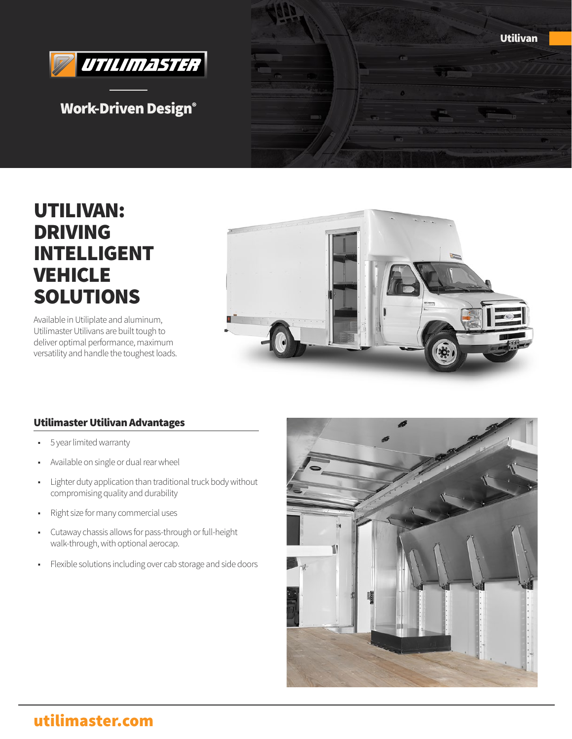Utilimaster

Work-Driven Design®

Utilivan

# UTILIVAN: DRIVING INTELLIGENT VEHICLE SOLUTIONS

Available in Utiliplate and aluminum, Utilimaster Utilivans are built tough to deliver optimal performance, maximum versatility and handle the toughest loads.

## Utilimaster Utilivan Advantages

- 5 year limited warranty
- Available on single or dual rear wheel
- Lighter duty application than traditional truck body without compromising quality and durability
- Right size for many commercial uses
- Cutaway chassis allows for pass-through or full-height walk-through, with optional aerocap.
- Flexible solutions including over cab storage and side doors

utilimaster.com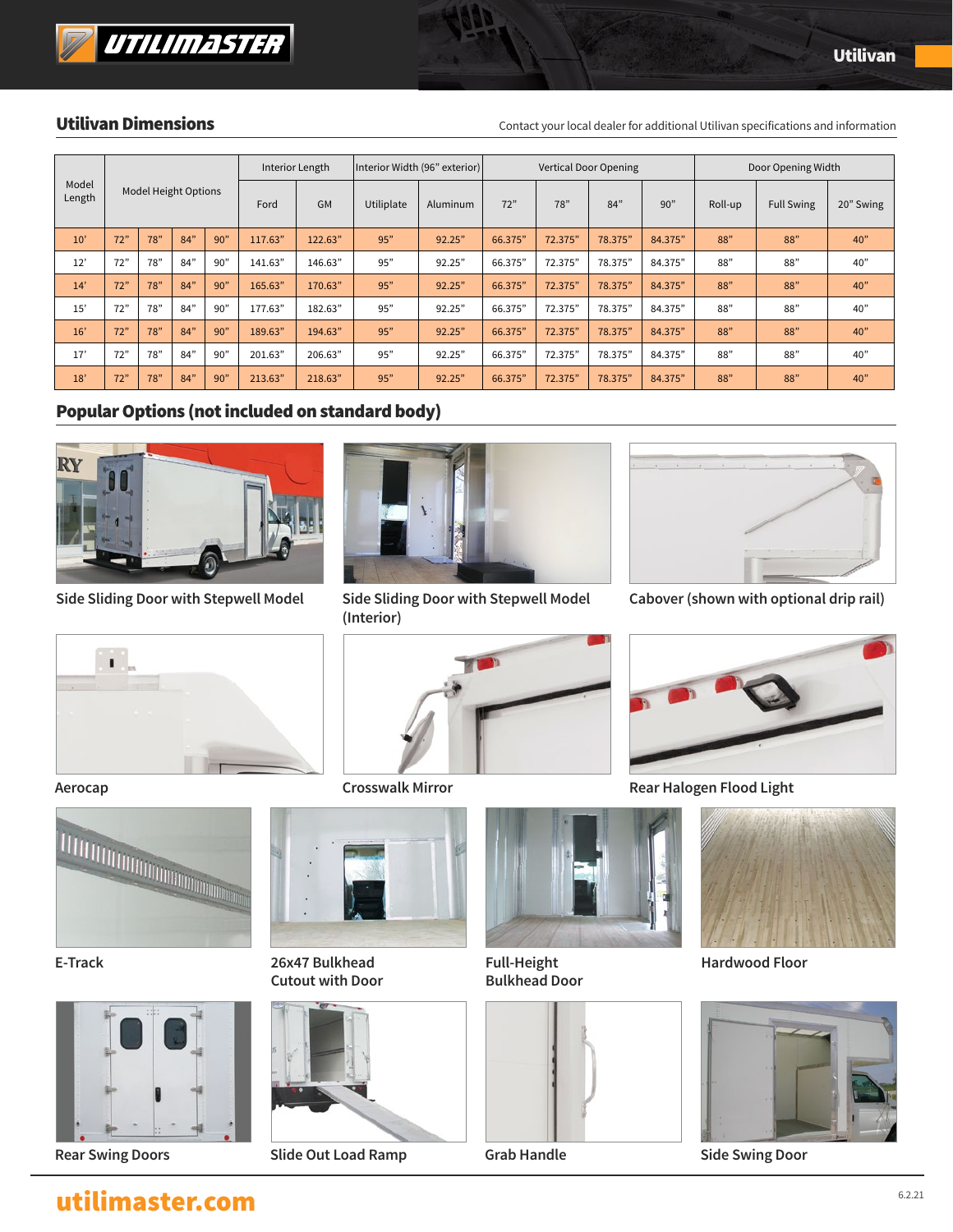## Utilivan Dimensions

Contact your local dealer for additional Utilivan specifications and information

| Model Length | Model Height Options | | | | Interior Length | | Interior Width (96" exterior) | | Vertical Door Opening | | | | Door Opening Width | | |
|---|---|---|---|---|---|---|---|---|---|---|---|---|---|---|---|
| | | | | | Ford | GM | Utiliplate | Aluminum | 72" | 78" | 84" | 90" | Roll-up | Full Swing | 20" Swing |
| 10' | 72" | 78" | 84" | 90" | 117.63" | 122.63" | 95" | 92.25" | 66.375" | 72.375" | 78.375" | 84.375" | 88" | 88" | 40" |
| 12' | 72" | 78" | 84" | 90" | 141.63" | 146.63" | 95" | 92.25" | 66.375" | 72.375" | 78.375" | 84.375" | 88" | 88" | 40" |
| 14' | 72" | 78" | 84" | 90" | 165.63" | 170.63" | 95" | 92.25" | 66.375" | 72.375" | 78.375" | 84.375" | 88" | 88" | 40" |
| 15' | 72" | 78" | 84" | 90" | 177.63" | 182.63" | 95" | 92.25" | 66.375" | 72.375" | 78.375" | 84.375" | 88" | 88" | 40" |
| 16' | 72" | 78" | 84" | 90" | 189.63" | 194.63" | 95" | 92.25" | 66.375" | 72.375" | 78.375" | 84.375" | 88" | 88" | 40" |
| 17' | 72" | 78" | 84" | 90" | 201.63" | 206.63" | 95" | 92.25" | 66.375" | 72.375" | 78.375" | 84.375" | 88" | 88" | 40" |
| 18' | 72" | 78" | 84" | 90" | 213.63" | 218.63" | 95" | 92.25" | 66.375" | 72.375" | 78.375" | 84.375" | 88" | 88" | 40" |

## Popular Options (not included on standard body)

Side Sliding Door with Stepwell Model

Side Sliding Door with Stepwell Model (Interior)

Cabover (shown with optional drip rail)

Aerocap

Crosswalk Mirror

Rear Halogen Flood Light

E-Track

26x47 Bulkhead Cutout with Door

Full-Height Bulkhead Door

Hardwood Floor

Rear Swing Doors

Slide Out Load Ramp

Grab Handle

Side Swing Door

utilimaster.com

6.2.21